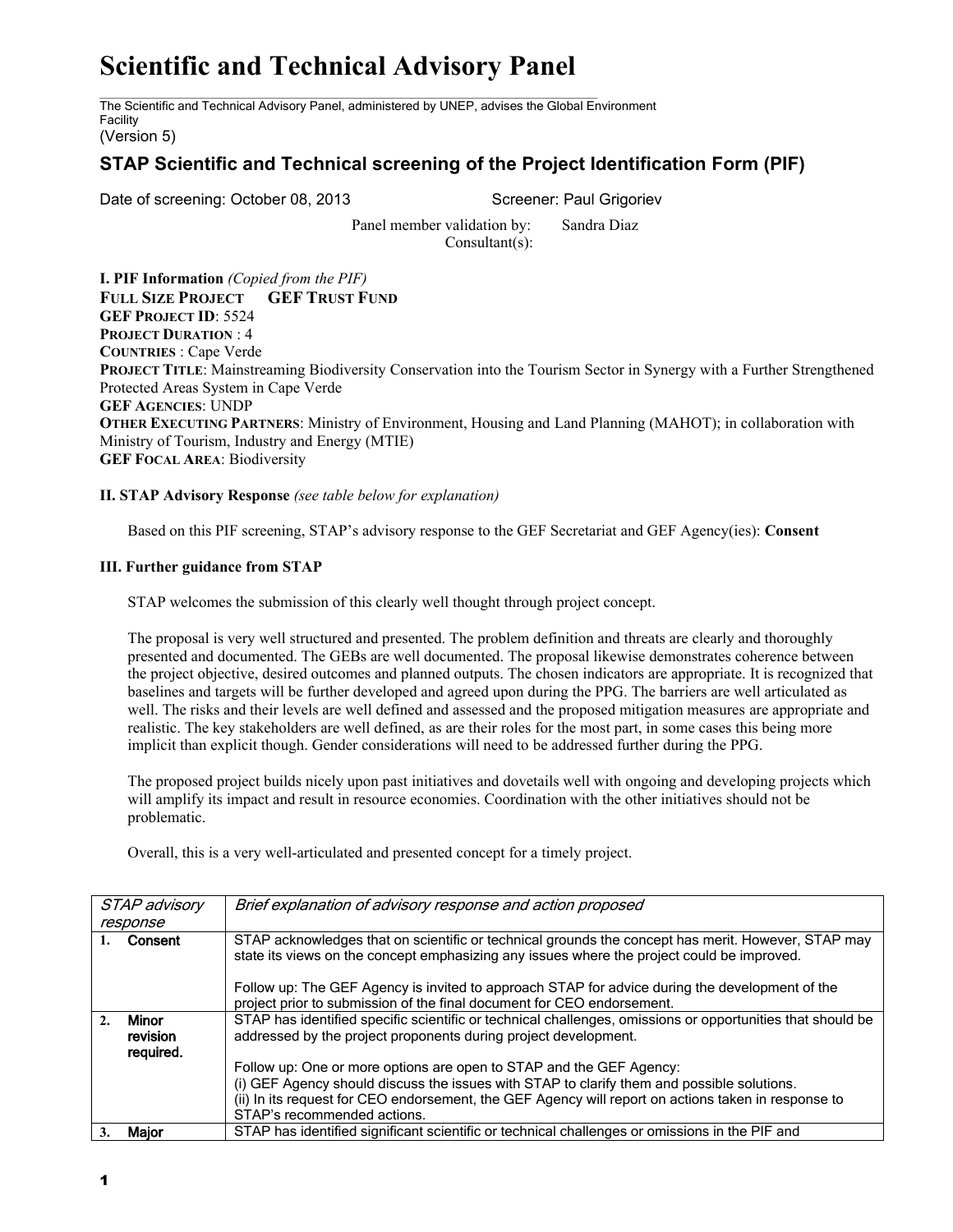# Scientific and Technical Advisory Panel

The Scientific and Technical Advisory Panel, administered by UNEP, advises the Global Environment Facility

(Version 5)

## STAP Scientific and Technical screening of the Project Identification Form (PIF)

Date of screening: October 08, 2013 Screener: Paul Grigoriev

Panel member validation by: Sandra Diaz
Consultant(s):

**I. PIF Information** *(Copied from the PIF)*
**FULL SIZE PROJECT GEF TRUST FUND**
**GEF PROJECT ID**: 5524
**PROJECT DURATION** : 4
**COUNTRIES** : Cape Verde
**PROJECT TITLE**: Mainstreaming Biodiversity Conservation into the Tourism Sector in Synergy with a Further Strengthened Protected Areas System in Cape Verde
**GEF AGENCIES**: UNDP
**OTHER EXECUTING PARTNERS**: Ministry of Environment, Housing and Land Planning (MAHOT); in collaboration with Ministry of Tourism, Industry and Energy (MTIE)
**GEF FOCAL AREA**: Biodiversity

**II. STAP Advisory Response** *(see table below for explanation)*

Based on this PIF screening, STAP's advisory response to the GEF Secretariat and GEF Agency(ies): **Consent**

**III. Further guidance from STAP**

STAP welcomes the submission of this clearly well thought through project concept.

The proposal is very well structured and presented. The problem definition and threats are clearly and thoroughly presented and documented. The GEBs are well documented. The proposal likewise demonstrates coherence between the project objective, desired outcomes and planned outputs. The chosen indicators are appropriate. It is recognized that baselines and targets will be further developed and agreed upon during the PPG. The barriers are well articulated as well. The risks and their levels are well defined and assessed and the proposed mitigation measures are appropriate and realistic. The key stakeholders are well defined, as are their roles for the most part, in some cases this being more implicit than explicit though. Gender considerations will need to be addressed further during the PPG.

The proposed project builds nicely upon past initiatives and dovetails well with ongoing and developing projects which will amplify its impact and result in resource economies. Coordination with the other initiatives should not be problematic.

Overall, this is a very well-articulated and presented concept for a timely project.

| *STAP advisory response* | *Brief explanation of advisory response and action proposed* |
|---|---|
| **1. Consent** | STAP acknowledges that on scientific or technical grounds the concept has merit. However, STAP may state its views on the concept emphasizing any issues where the project could be improved.<br><br>Follow up: The GEF Agency is invited to approach STAP for advice during the development of the project prior to submission of the final document for CEO endorsement. |
| **2. Minor revision required.** | STAP has identified specific scientific or technical challenges, omissions or opportunities that should be addressed by the project proponents during project development.<br><br>Follow up: One or more options are open to STAP and the GEF Agency:<br>(i) GEF Agency should discuss the issues with STAP to clarify them and possible solutions.<br>(ii) In its request for CEO endorsement, the GEF Agency will report on actions taken in response to STAP's recommended actions. |
| **3. Major** | STAP has identified significant scientific or technical challenges or omissions in the PIF and |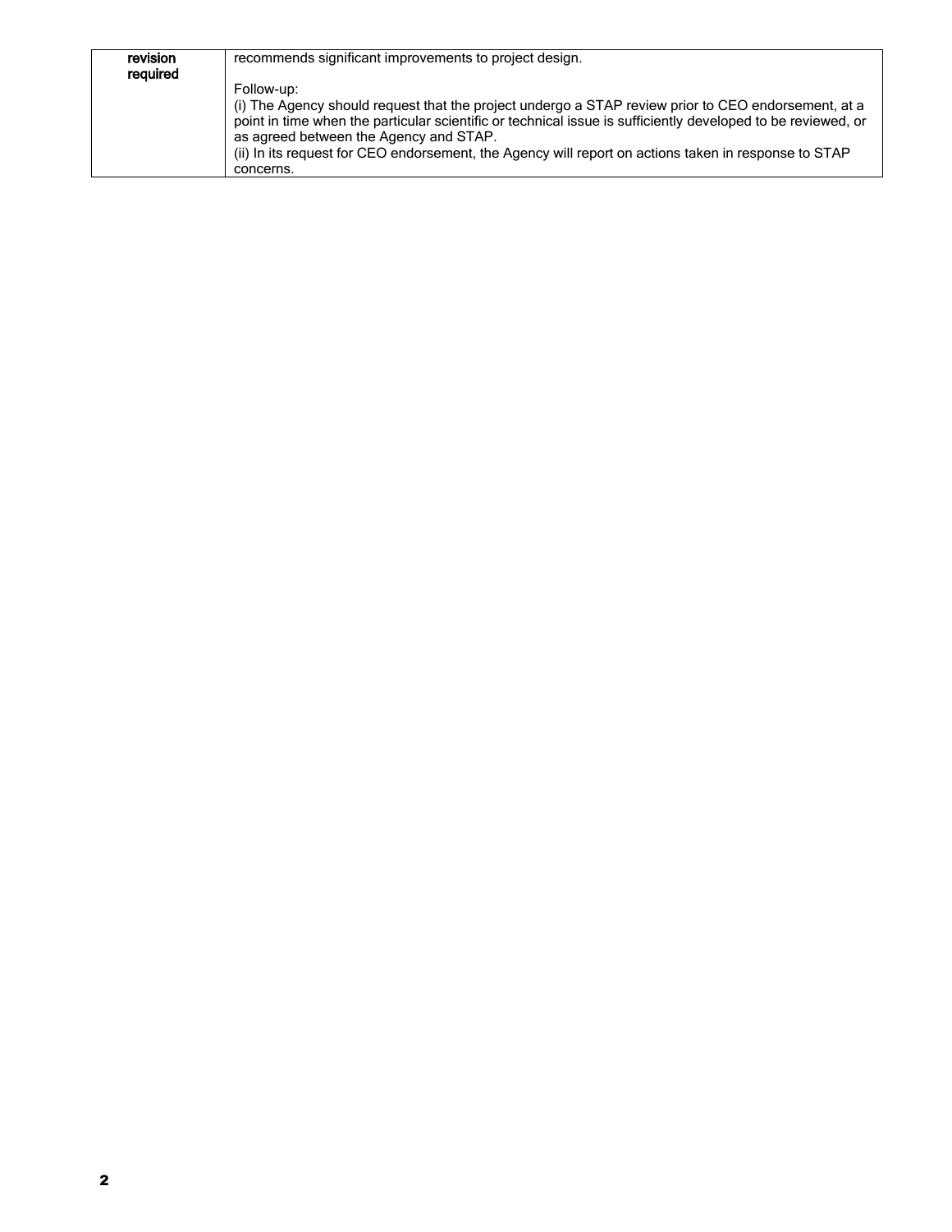| | |
|---|---|
| **revision required** | recommends significant improvements to project design.<br><br>Follow-up:<br>(i) The Agency should request that the project undergo a STAP review prior to CEO endorsement, at a point in time when the particular scientific or technical issue is sufficiently developed to be reviewed, or as agreed between the Agency and STAP.<br>(ii) In its request for CEO endorsement, the Agency will report on actions taken in response to STAP concerns. |